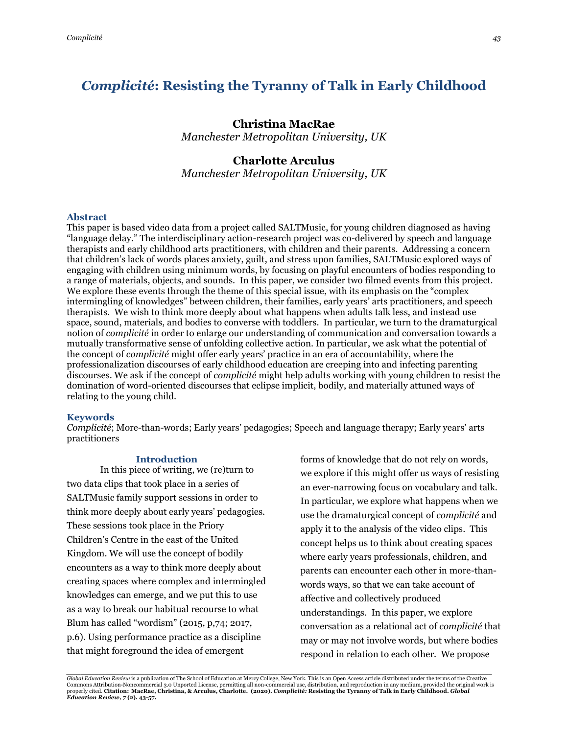# *Complicité*: Resisting the Tyranny of Talk in Early Childhood

**Christina MacRae**
*Manchester Metropolitan University, UK*

**Charlotte Arculus**
*Manchester Metropolitan University, UK*

## Abstract

This paper is based video data from a project called SALTMusic, for young children diagnosed as having "language delay." The interdisciplinary action-research project was co-delivered by speech and language therapists and early childhood arts practitioners, with children and their parents. Addressing a concern that children's lack of words places anxiety, guilt, and stress upon families, SALTMusic explored ways of engaging with children using minimum words, by focusing on playful encounters of bodies responding to a range of materials, objects, and sounds. In this paper, we consider two filmed events from this project. We explore these events through the theme of this special issue, with its emphasis on the "complex intermingling of knowledges" between children, their families, early years' arts practitioners, and speech therapists. We wish to think more deeply about what happens when adults talk less, and instead use space, sound, materials, and bodies to converse with toddlers. In particular, we turn to the dramaturgical notion of *complicité* in order to enlarge our understanding of communication and conversation towards a mutually transformative sense of unfolding collective action. In particular, we ask what the potential of the concept of *complicité* might offer early years' practice in an era of accountability, where the professionalization discourses of early childhood education are creeping into and infecting parenting discourses. We ask if the concept of *complicité* might help adults working with young children to resist the domination of word-oriented discourses that eclipse implicit, bodily, and materially attuned ways of relating to the young child.

## Keywords

*Complicité*; More-than-words; Early years' pedagogies; Speech and language therapy; Early years' arts practitioners

## Introduction

In this piece of writing, we (re)turn to two data clips that took place in a series of SALTMusic family support sessions in order to think more deeply about early years' pedagogies. These sessions took place in the Priory Children's Centre in the east of the United Kingdom. We will use the concept of bodily encounters as a way to think more deeply about creating spaces where complex and intermingled knowledges can emerge, and we put this to use as a way to break our habitual recourse to what Blum has called "wordism" (2015, p,74; 2017, p.6). Using performance practice as a discipline that might foreground the idea of emergent forms of knowledge that do not rely on words, we explore if this might offer us ways of resisting an ever-narrowing focus on vocabulary and talk. In particular, we explore what happens when we use the dramaturgical concept of *complicité* and apply it to the analysis of the video clips. This concept helps us to think about creating spaces where early years professionals, children, and parents can encounter each other in more-than-words ways, so that we can take account of affective and collectively produced understandings. In this paper, we explore conversation as a relational act of *complicité* that may or may not involve words, but where bodies respond in relation to each other. We propose

*Global Education Review* is a publication of The School of Education at Mercy College, New York. This is an Open Access article distributed under the terms of the Creative Commons Attribution-Noncommercial 3.0 Unported License, permitting all non-commercial use, distribution, and reproduction in any medium, provided the original work is properly cited. **Citation: MacRae, Christina, & Arculus, Charlotte. (2020). *Complicité*: Resisting the Tyranny of Talk in Early Childhood. *Global Education Review, 7* (2). 43-57.**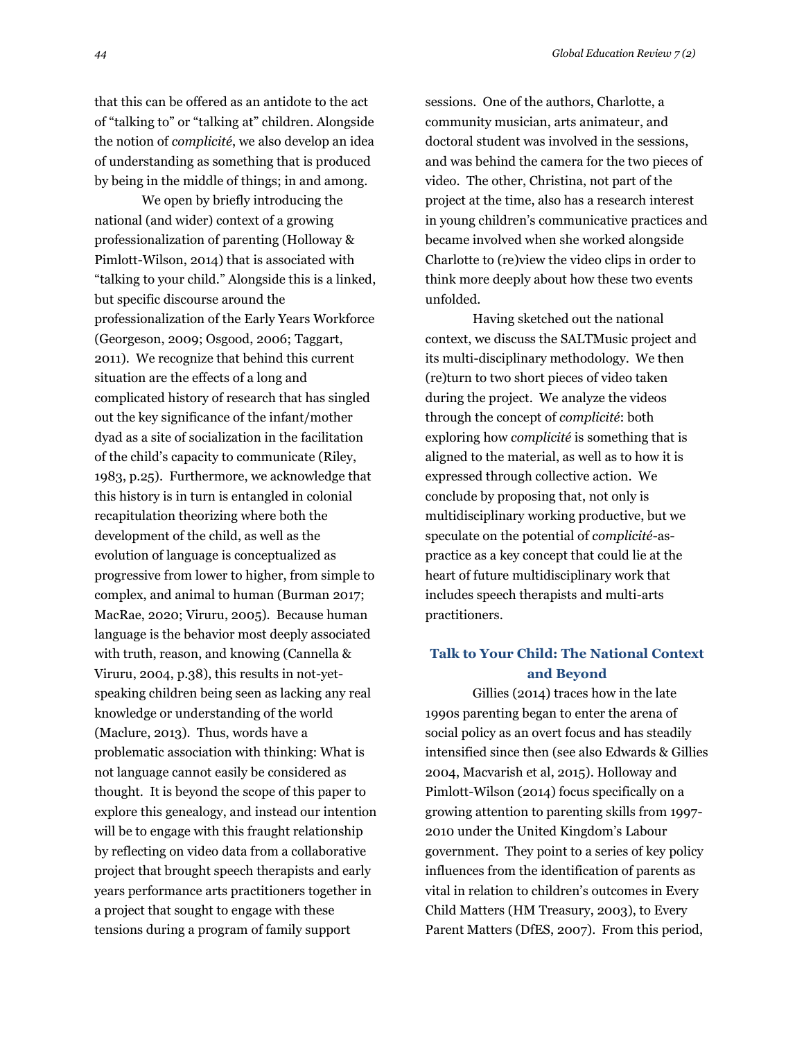that this can be offered as an antidote to the act of "talking to" or "talking at" children. Alongside the notion of *complicité*, we also develop an idea of understanding as something that is produced by being in the middle of things; in and among.

We open by briefly introducing the national (and wider) context of a growing professionalization of parenting (Holloway & Pimlott-Wilson, 2014) that is associated with "talking to your child." Alongside this is a linked, but specific discourse around the professionalization of the Early Years Workforce (Georgeson, 2009; Osgood, 2006; Taggart, 2011). We recognize that behind this current situation are the effects of a long and complicated history of research that has singled out the key significance of the infant/mother dyad as a site of socialization in the facilitation of the child's capacity to communicate (Riley, 1983, p.25). Furthermore, we acknowledge that this history is in turn is entangled in colonial recapitulation theorizing where both the development of the child, as well as the evolution of language is conceptualized as progressive from lower to higher, from simple to complex, and animal to human (Burman 2017; MacRae, 2020; Viruru, 2005). Because human language is the behavior most deeply associated with truth, reason, and knowing (Cannella & Viruru, 2004, p.38), this results in not-yet-speaking children being seen as lacking any real knowledge or understanding of the world (Maclure, 2013). Thus, words have a problematic association with thinking: What is not language cannot easily be considered as thought. It is beyond the scope of this paper to explore this genealogy, and instead our intention will be to engage with this fraught relationship by reflecting on video data from a collaborative project that brought speech therapists and early years performance arts practitioners together in a project that sought to engage with these tensions during a program of family support sessions. One of the authors, Charlotte, a community musician, arts animateur, and doctoral student was involved in the sessions, and was behind the camera for the two pieces of video. The other, Christina, not part of the project at the time, also has a research interest in young children's communicative practices and became involved when she worked alongside Charlotte to (re)view the video clips in order to think more deeply about how these two events unfolded.

Having sketched out the national context, we discuss the SALTMusic project and its multi-disciplinary methodology. We then (re)turn to two short pieces of video taken during the project. We analyze the videos through the concept of *complicité*: both exploring how *complicité* is something that is aligned to the material, as well as to how it is expressed through collective action. We conclude by proposing that, not only is multidisciplinary working productive, but we speculate on the potential of *complicité*-as-practice as a key concept that could lie at the heart of future multidisciplinary work that includes speech therapists and multi-arts practitioners.

## Talk to Your Child: The National Context and Beyond

Gillies (2014) traces how in the late 1990s parenting began to enter the arena of social policy as an overt focus and has steadily intensified since then (see also Edwards & Gillies 2004, Macvarish et al, 2015). Holloway and Pimlott-Wilson (2014) focus specifically on a growing attention to parenting skills from 1997-2010 under the United Kingdom's Labour government. They point to a series of key policy influences from the identification of parents as vital in relation to children's outcomes in Every Child Matters (HM Treasury, 2003), to Every Parent Matters (DfES, 2007). From this period,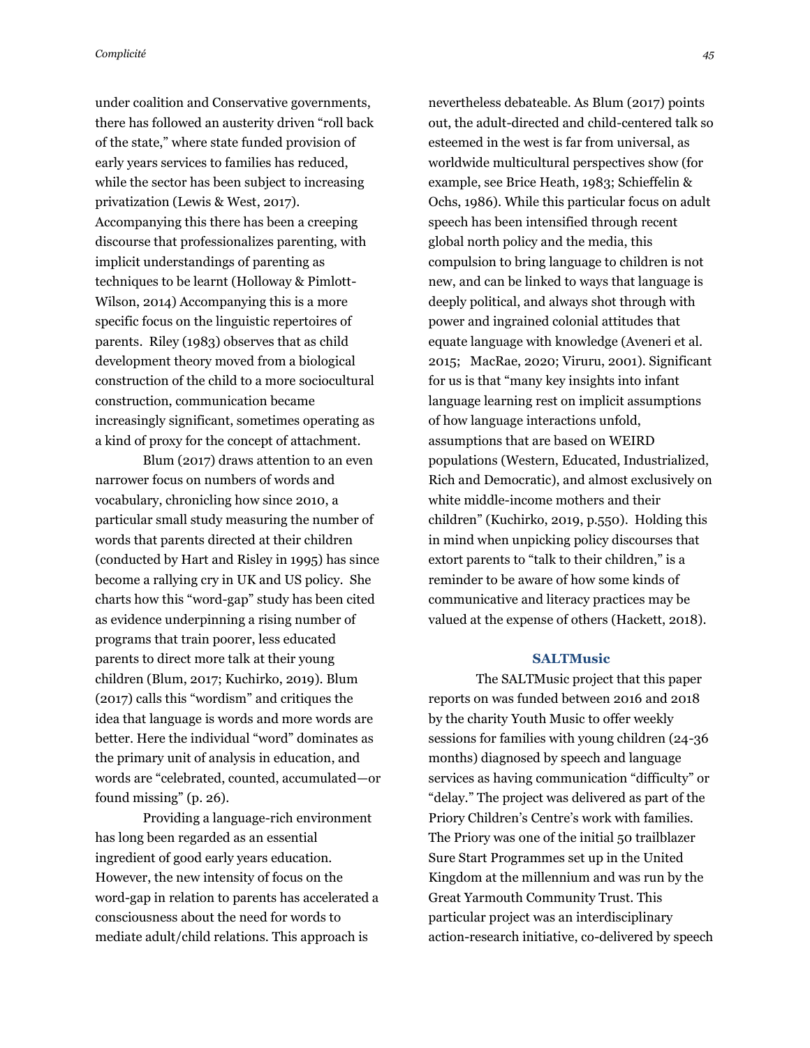under coalition and Conservative governments, there has followed an austerity driven "roll back of the state," where state funded provision of early years services to families has reduced, while the sector has been subject to increasing privatization (Lewis & West, 2017). Accompanying this there has been a creeping discourse that professionalizes parenting, with implicit understandings of parenting as techniques to be learnt (Holloway & Pimlott-Wilson, 2014) Accompanying this is a more specific focus on the linguistic repertoires of parents. Riley (1983) observes that as child development theory moved from a biological construction of the child to a more sociocultural construction, communication became increasingly significant, sometimes operating as a kind of proxy for the concept of attachment.

Blum (2017) draws attention to an even narrower focus on numbers of words and vocabulary, chronicling how since 2010, a particular small study measuring the number of words that parents directed at their children (conducted by Hart and Risley in 1995) has since become a rallying cry in UK and US policy. She charts how this "word-gap" study has been cited as evidence underpinning a rising number of programs that train poorer, less educated parents to direct more talk at their young children (Blum, 2017; Kuchirko, 2019). Blum (2017) calls this "wordism" and critiques the idea that language is words and more words are better. Here the individual "word" dominates as the primary unit of analysis in education, and words are "celebrated, counted, accumulated—or found missing" (p. 26).

Providing a language-rich environment has long been regarded as an essential ingredient of good early years education. However, the new intensity of focus on the word-gap in relation to parents has accelerated a consciousness about the need for words to mediate adult/child relations. This approach is nevertheless debateable. As Blum (2017) points out, the adult-directed and child-centered talk so esteemed in the west is far from universal, as worldwide multicultural perspectives show (for example, see Brice Heath, 1983; Schieffelin & Ochs, 1986). While this particular focus on adult speech has been intensified through recent global north policy and the media, this compulsion to bring language to children is not new, and can be linked to ways that language is deeply political, and always shot through with power and ingrained colonial attitudes that equate language with knowledge (Aveneri et al. 2015; MacRae, 2020; Viruru, 2001). Significant for us is that "many key insights into infant language learning rest on implicit assumptions of how language interactions unfold, assumptions that are based on WEIRD populations (Western, Educated, Industrialized, Rich and Democratic), and almost exclusively on white middle-income mothers and their children" (Kuchirko, 2019, p.550). Holding this in mind when unpicking policy discourses that extort parents to "talk to their children," is a reminder to be aware of how some kinds of communicative and literacy practices may be valued at the expense of others (Hackett, 2018).

## SALTMusic

The SALTMusic project that this paper reports on was funded between 2016 and 2018 by the charity Youth Music to offer weekly sessions for families with young children (24-36 months) diagnosed by speech and language services as having communication "difficulty" or "delay." The project was delivered as part of the Priory Children's Centre's work with families. The Priory was one of the initial 50 trailblazer Sure Start Programmes set up in the United Kingdom at the millennium and was run by the Great Yarmouth Community Trust. This particular project was an interdisciplinary action-research initiative, co-delivered by speech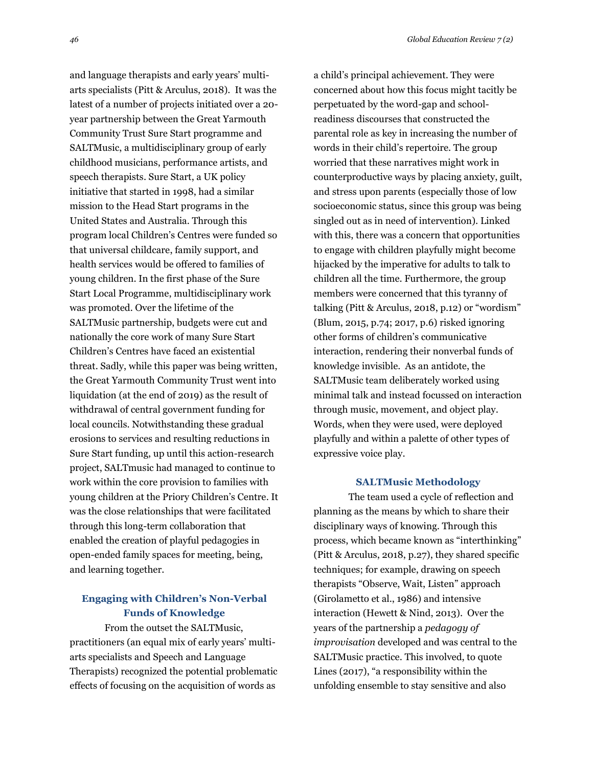and language therapists and early years' multi-arts specialists (Pitt & Arculus, 2018). It was the latest of a number of projects initiated over a 20-year partnership between the Great Yarmouth Community Trust Sure Start programme and SALTMusic, a multidisciplinary group of early childhood musicians, performance artists, and speech therapists. Sure Start, a UK policy initiative that started in 1998, had a similar mission to the Head Start programs in the United States and Australia. Through this program local Children's Centres were funded so that universal childcare, family support, and health services would be offered to families of young children. In the first phase of the Sure Start Local Programme, multidisciplinary work was promoted. Over the lifetime of the SALTMusic partnership, budgets were cut and nationally the core work of many Sure Start Children's Centres have faced an existential threat. Sadly, while this paper was being written, the Great Yarmouth Community Trust went into liquidation (at the end of 2019) as the result of withdrawal of central government funding for local councils. Notwithstanding these gradual erosions to services and resulting reductions in Sure Start funding, up until this action-research project, SALTmusic had managed to continue to work within the core provision to families with young children at the Priory Children's Centre. It was the close relationships that were facilitated through this long-term collaboration that enabled the creation of playful pedagogies in open-ended family spaces for meeting, being, and learning together.

## Engaging with Children's Non-Verbal Funds of Knowledge

From the outset the SALTMusic, practitioners (an equal mix of early years' multi-arts specialists and Speech and Language Therapists) recognized the potential problematic effects of focusing on the acquisition of words as a child's principal achievement. They were concerned about how this focus might tacitly be perpetuated by the word-gap and school-readiness discourses that constructed the parental role as key in increasing the number of words in their child's repertoire. The group worried that these narratives might work in counterproductive ways by placing anxiety, guilt, and stress upon parents (especially those of low socioeconomic status, since this group was being singled out as in need of intervention). Linked with this, there was a concern that opportunities to engage with children playfully might become hijacked by the imperative for adults to talk to children all the time. Furthermore, the group members were concerned that this tyranny of talking (Pitt & Arculus, 2018, p.12) or "wordism" (Blum, 2015, p.74; 2017, p.6) risked ignoring other forms of children's communicative interaction, rendering their nonverbal funds of knowledge invisible. As an antidote, the SALTMusic team deliberately worked using minimal talk and instead focussed on interaction through music, movement, and object play. Words, when they were used, were deployed playfully and within a palette of other types of expressive voice play.

## SALTMusic Methodology

The team used a cycle of reflection and planning as the means by which to share their disciplinary ways of knowing. Through this process, which became known as "interthinking" (Pitt & Arculus, 2018, p.27), they shared specific techniques; for example, drawing on speech therapists "Observe, Wait, Listen" approach (Girolametto et al., 1986) and intensive interaction (Hewett & Nind, 2013). Over the years of the partnership a *pedagogy of improvisation* developed and was central to the SALTMusic practice. This involved, to quote Lines (2017), "a responsibility within the unfolding ensemble to stay sensitive and also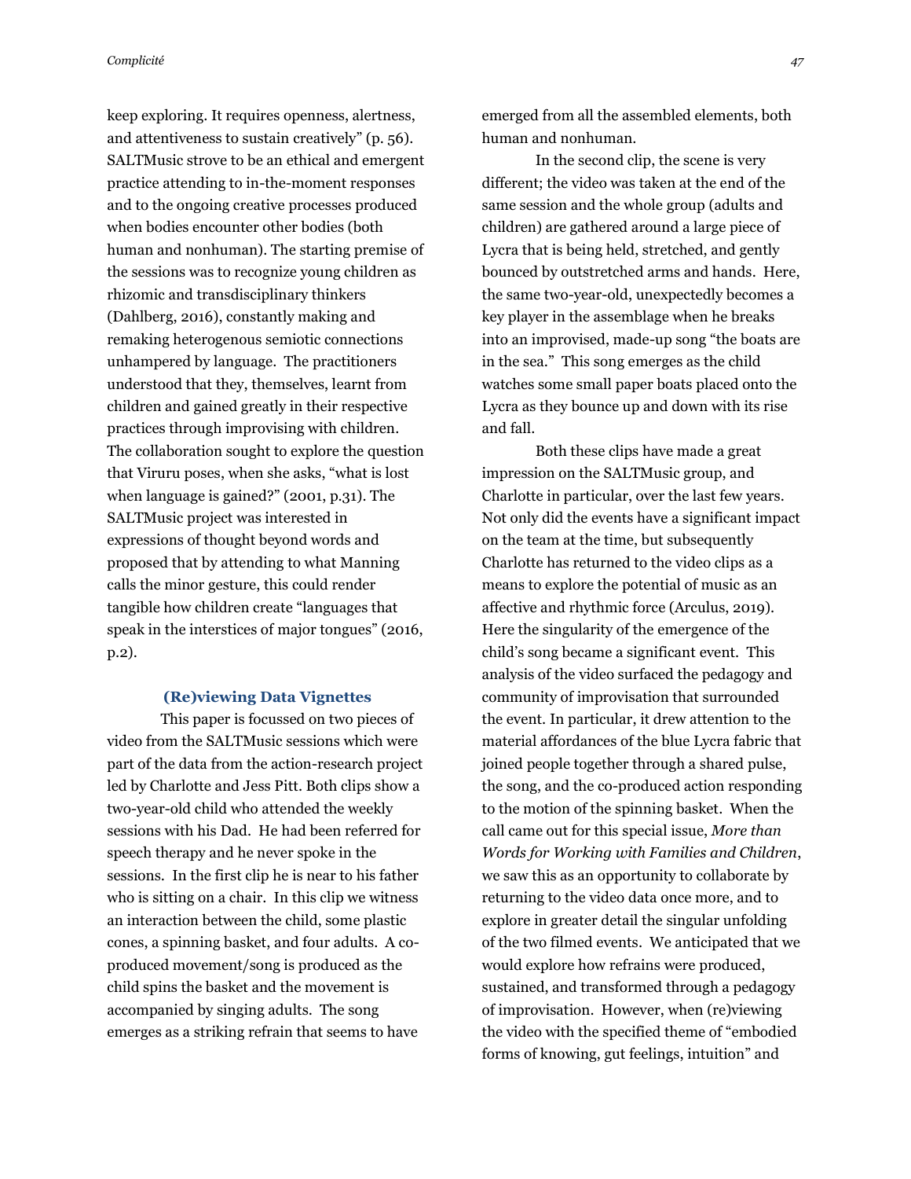keep exploring. It requires openness, alertness, and attentiveness to sustain creatively" (p. 56). SALTMusic strove to be an ethical and emergent practice attending to in-the-moment responses and to the ongoing creative processes produced when bodies encounter other bodies (both human and nonhuman). The starting premise of the sessions was to recognize young children as rhizomic and transdisciplinary thinkers (Dahlberg, 2016), constantly making and remaking heterogenous semiotic connections unhampered by language. The practitioners understood that they, themselves, learnt from children and gained greatly in their respective practices through improvising with children. The collaboration sought to explore the question that Viruru poses, when she asks, "what is lost when language is gained?" (2001, p.31). The SALTMusic project was interested in expressions of thought beyond words and proposed that by attending to what Manning calls the minor gesture, this could render tangible how children create "languages that speak in the interstices of major tongues" (2016, p.2).

## (Re)viewing Data Vignettes

This paper is focussed on two pieces of video from the SALTMusic sessions which were part of the data from the action-research project led by Charlotte and Jess Pitt. Both clips show a two-year-old child who attended the weekly sessions with his Dad. He had been referred for speech therapy and he never spoke in the sessions. In the first clip he is near to his father who is sitting on a chair. In this clip we witness an interaction between the child, some plastic cones, a spinning basket, and four adults. A co-produced movement/song is produced as the child spins the basket and the movement is accompanied by singing adults. The song emerges as a striking refrain that seems to have emerged from all the assembled elements, both human and nonhuman.

In the second clip, the scene is very different; the video was taken at the end of the same session and the whole group (adults and children) are gathered around a large piece of Lycra that is being held, stretched, and gently bounced by outstretched arms and hands. Here, the same two-year-old, unexpectedly becomes a key player in the assemblage when he breaks into an improvised, made-up song "the boats are in the sea." This song emerges as the child watches some small paper boats placed onto the Lycra as they bounce up and down with its rise and fall.

Both these clips have made a great impression on the SALTMusic group, and Charlotte in particular, over the last few years. Not only did the events have a significant impact on the team at the time, but subsequently Charlotte has returned to the video clips as a means to explore the potential of music as an affective and rhythmic force (Arculus, 2019). Here the singularity of the emergence of the child's song became a significant event. This analysis of the video surfaced the pedagogy and community of improvisation that surrounded the event. In particular, it drew attention to the material affordances of the blue Lycra fabric that joined people together through a shared pulse, the song, and the co-produced action responding to the motion of the spinning basket. When the call came out for this special issue, *More than Words for Working with Families and Children*, we saw this as an opportunity to collaborate by returning to the video data once more, and to explore in greater detail the singular unfolding of the two filmed events. We anticipated that we would explore how refrains were produced, sustained, and transformed through a pedagogy of improvisation. However, when (re)viewing the video with the specified theme of "embodied forms of knowing, gut feelings, intuition" and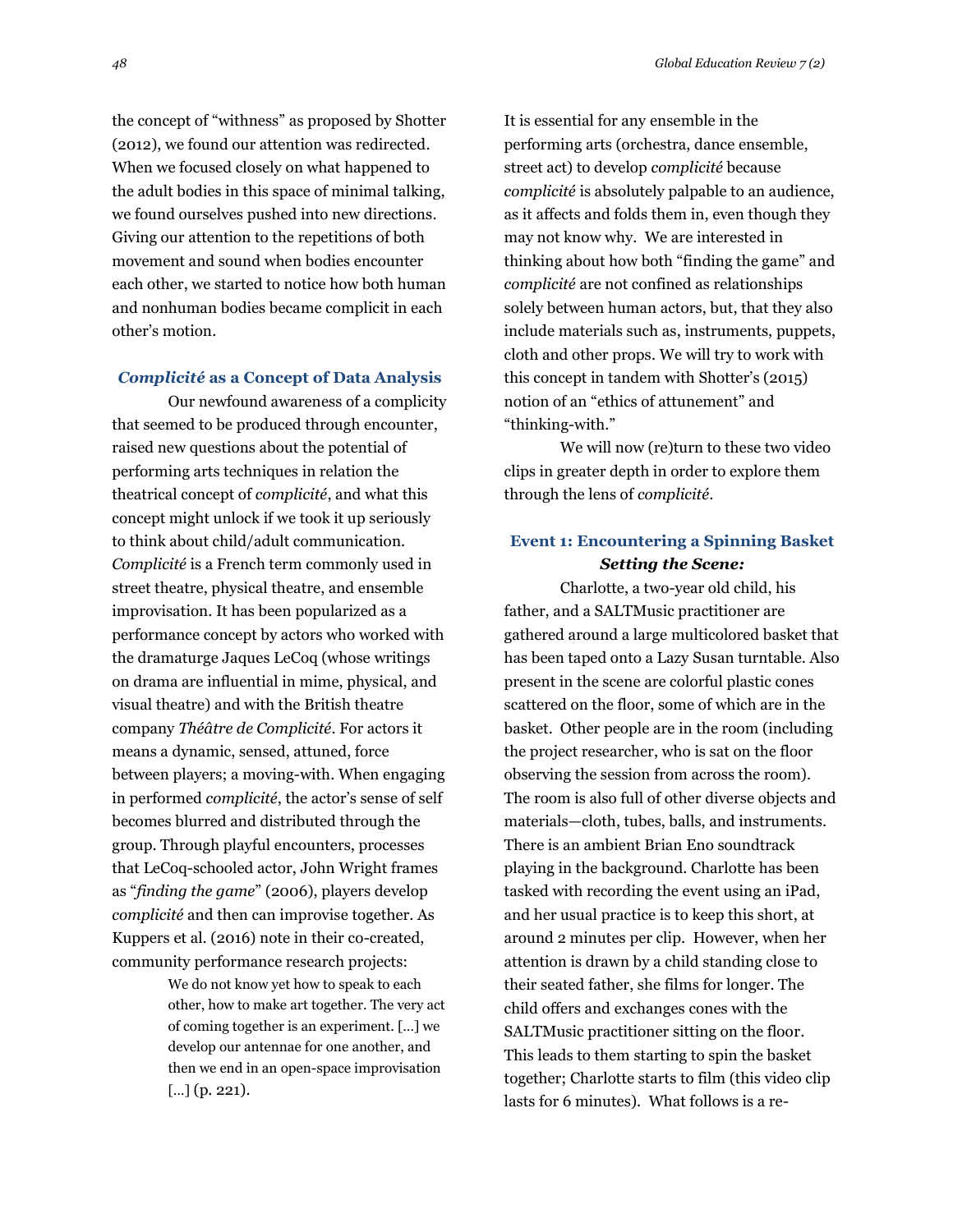the concept of "withness" as proposed by Shotter (2012), we found our attention was redirected. When we focused closely on what happened to the adult bodies in this space of minimal talking, we found ourselves pushed into new directions. Giving our attention to the repetitions of both movement and sound when bodies encounter each other, we started to notice how both human and nonhuman bodies became complicit in each other's motion.

## *Complicité* as a Concept of Data Analysis

Our newfound awareness of a complicity that seemed to be produced through encounter, raised new questions about the potential of performing arts techniques in relation the theatrical concept of *complicité*, and what this concept might unlock if we took it up seriously to think about child/adult communication. *Complicité* is a French term commonly used in street theatre, physical theatre, and ensemble improvisation. It has been popularized as a performance concept by actors who worked with the dramaturge Jaques LeCoq (whose writings on drama are influential in mime, physical, and visual theatre) and with the British theatre company *Théâtre de Complicité*. For actors it means a dynamic, sensed, attuned, force between players; a moving-with. When engaging in performed *complicité*, the actor's sense of self becomes blurred and distributed through the group. Through playful encounters, processes that LeCoq-schooled actor, John Wright frames as "*finding the game*" (2006), players develop *complicité* and then can improvise together. As Kuppers et al. (2016) note in their co-created, community performance research projects:

> We do not know yet how to speak to each other, how to make art together. The very act of coming together is an experiment. […] we develop our antennae for one another, and then we end in an open-space improvisation […] (p. 221).

It is essential for any ensemble in the performing arts (orchestra, dance ensemble, street act) to develop *complicité* because *complicité* is absolutely palpable to an audience, as it affects and folds them in, even though they may not know why. We are interested in thinking about how both "finding the game" and *complicité* are not confined as relationships solely between human actors, but, that they also include materials such as, instruments, puppets, cloth and other props. We will try to work with this concept in tandem with Shotter's (2015) notion of an "ethics of attunement" and "thinking-with."

We will now (re)turn to these two video clips in greater depth in order to explore them through the lens of *complicité*.

## Event 1: Encountering a Spinning Basket

### *Setting the Scene:*

Charlotte, a two-year old child, his father, and a SALTMusic practitioner are gathered around a large multicolored basket that has been taped onto a Lazy Susan turntable. Also present in the scene are colorful plastic cones scattered on the floor, some of which are in the basket. Other people are in the room (including the project researcher, who is sat on the floor observing the session from across the room). The room is also full of other diverse objects and materials—cloth, tubes, balls, and instruments. There is an ambient Brian Eno soundtrack playing in the background. Charlotte has been tasked with recording the event using an iPad, and her usual practice is to keep this short, at around 2 minutes per clip. However, when her attention is drawn by a child standing close to their seated father, she films for longer. The child offers and exchanges cones with the SALTMusic practitioner sitting on the floor. This leads to them starting to spin the basket together; Charlotte starts to film (this video clip lasts for 6 minutes). What follows is a re-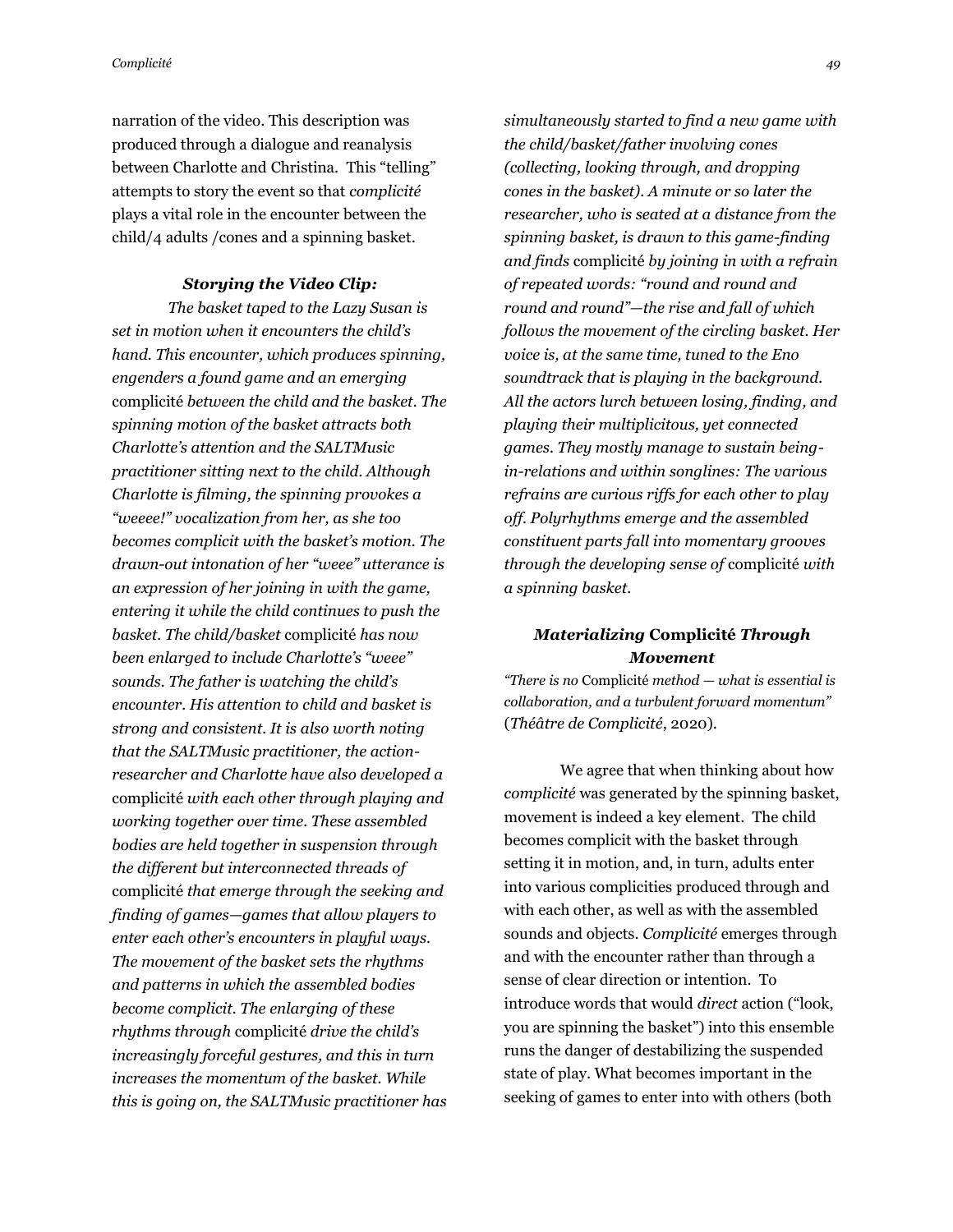narration of the video. This description was produced through a dialogue and reanalysis between Charlotte and Christina. This "telling" attempts to story the event so that *complicité* plays a vital role in the encounter between the child/4 adults /cones and a spinning basket.

### *Storying the Video Clip:*

*The basket taped to the Lazy Susan is set in motion when it encounters the child's hand. This encounter, which produces spinning, engenders a found game and an emerging* complicité *between the child and the basket. The spinning motion of the basket attracts both Charlotte's attention and the SALTMusic practitioner sitting next to the child. Although Charlotte is filming, the spinning provokes a "weeee!" vocalization from her, as she too becomes complicit with the basket's motion. The drawn-out intonation of her "weee" utterance is an expression of her joining in with the game, entering it while the child continues to push the basket. The child/basket* complicité *has now been enlarged to include Charlotte's "weee" sounds. The father is watching the child's encounter. His attention to child and basket is strong and consistent. It is also worth noting that the SALTMusic practitioner, the action-researcher and Charlotte have also developed a* complicité *with each other through playing and working together over time. These assembled bodies are held together in suspension through the different but interconnected threads of* complicité *that emerge through the seeking and finding of games—games that allow players to enter each other's encounters in playful ways. The movement of the basket sets the rhythms and patterns in which the assembled bodies become complicit. The enlarging of these rhythms through* complicité *drive the child's increasingly forceful gestures, and this in turn increases the momentum of the basket. While this is going on, the SALTMusic practitioner has simultaneously started to find a new game with the child/basket/father involving cones (collecting, looking through, and dropping cones in the basket). A minute or so later the researcher, who is seated at a distance from the spinning basket, is drawn to this game-finding and finds* complicité *by joining in with a refrain of repeated words: "round and round and round and round"—the rise and fall of which follows the movement of the circling basket. Her voice is, at the same time, tuned to the Eno soundtrack that is playing in the background. All the actors lurch between losing, finding, and playing their multiplicitous, yet connected games. They mostly manage to sustain being-in-relations and within songlines: The various refrains are curious riffs for each other to play off. Polyrhythms emerge and the assembled constituent parts fall into momentary grooves through the developing sense of* complicité *with a spinning basket.*

### *Materializing* Complicité *Through Movement*

*"There is no* Complicité *method — what is essential is collaboration, and a turbulent forward momentum"* (*Théâtre de Complicité*, 2020).

We agree that when thinking about how *complicité* was generated by the spinning basket, movement is indeed a key element. The child becomes complicit with the basket through setting it in motion, and, in turn, adults enter into various complicities produced through and with each other, as well as with the assembled sounds and objects. *Complicité* emerges through and with the encounter rather than through a sense of clear direction or intention. To introduce words that would *direct* action ("look, you are spinning the basket") into this ensemble runs the danger of destabilizing the suspended state of play. What becomes important in the seeking of games to enter into with others (both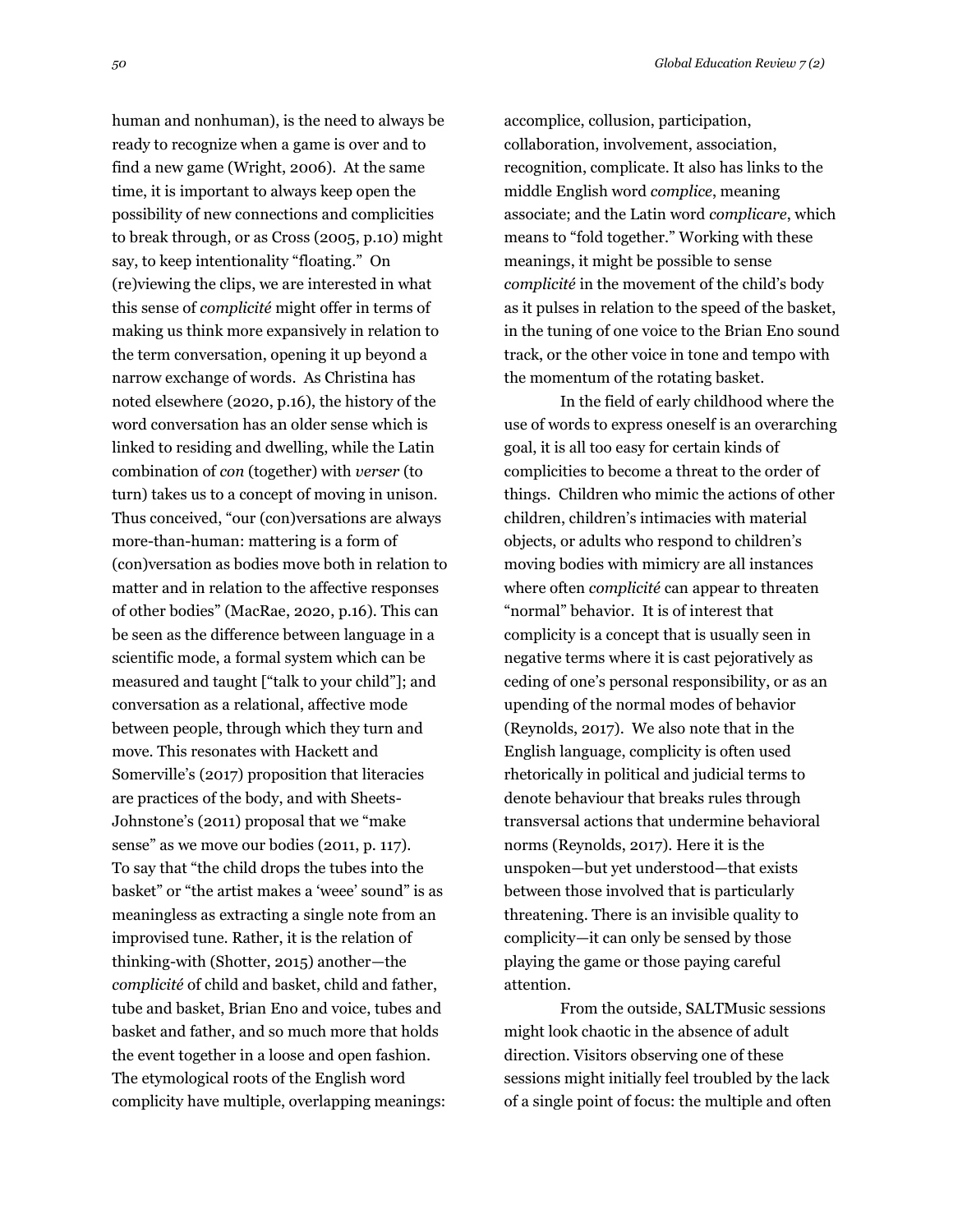human and nonhuman), is the need to always be ready to recognize when a game is over and to find a new game (Wright, 2006). At the same time, it is important to always keep open the possibility of new connections and complicities to break through, or as Cross (2005, p.10) might say, to keep intentionality "floating." On (re)viewing the clips, we are interested in what this sense of *complicité* might offer in terms of making us think more expansively in relation to the term conversation, opening it up beyond a narrow exchange of words. As Christina has noted elsewhere (2020, p.16), the history of the word conversation has an older sense which is linked to residing and dwelling, while the Latin combination of *con* (together) with *verser* (to turn) takes us to a concept of moving in unison. Thus conceived, "our (con)versations are always more-than-human: mattering is a form of (con)versation as bodies move both in relation to matter and in relation to the affective responses of other bodies" (MacRae, 2020, p.16). This can be seen as the difference between language in a scientific mode, a formal system which can be measured and taught ["talk to your child"]; and conversation as a relational, affective mode between people, through which they turn and move. This resonates with Hackett and Somerville's (2017) proposition that literacies are practices of the body, and with Sheets-Johnstone's (2011) proposal that we "make sense" as we move our bodies (2011, p. 117). To say that "the child drops the tubes into the basket" or "the artist makes a 'weee' sound" is as meaningless as extracting a single note from an improvised tune. Rather, it is the relation of thinking-with (Shotter, 2015) another—the *complicité* of child and basket, child and father, tube and basket, Brian Eno and voice, tubes and basket and father, and so much more that holds the event together in a loose and open fashion. The etymological roots of the English word complicity have multiple, overlapping meanings: accomplice, collusion, participation, collaboration, involvement, association, recognition, complicate. It also has links to the middle English word *complice*, meaning associate; and the Latin word *complicare*, which means to "fold together." Working with these meanings, it might be possible to sense *complicité* in the movement of the child's body as it pulses in relation to the speed of the basket, in the tuning of one voice to the Brian Eno sound track, or the other voice in tone and tempo with the momentum of the rotating basket.

In the field of early childhood where the use of words to express oneself is an overarching goal, it is all too easy for certain kinds of complicities to become a threat to the order of things. Children who mimic the actions of other children, children's intimacies with material objects, or adults who respond to children's moving bodies with mimicry are all instances where often *complicité* can appear to threaten "normal" behavior. It is of interest that complicity is a concept that is usually seen in negative terms where it is cast pejoratively as ceding of one's personal responsibility, or as an upending of the normal modes of behavior (Reynolds, 2017). We also note that in the English language, complicity is often used rhetorically in political and judicial terms to denote behaviour that breaks rules through transversal actions that undermine behavioral norms (Reynolds, 2017). Here it is the unspoken—but yet understood—that exists between those involved that is particularly threatening. There is an invisible quality to complicity—it can only be sensed by those playing the game or those paying careful attention.

From the outside, SALTMusic sessions might look chaotic in the absence of adult direction. Visitors observing one of these sessions might initially feel troubled by the lack of a single point of focus: the multiple and often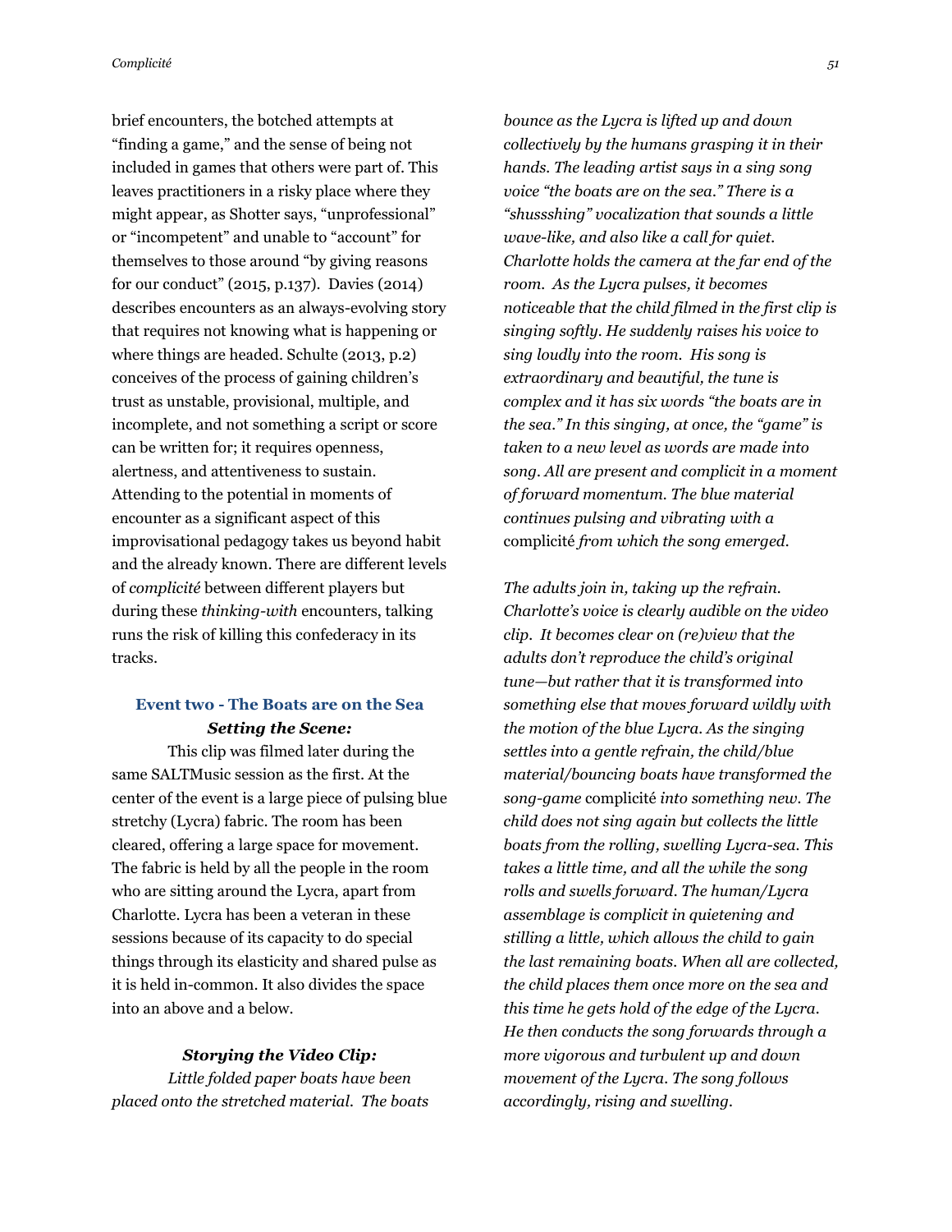brief encounters, the botched attempts at "finding a game," and the sense of being not included in games that others were part of. This leaves practitioners in a risky place where they might appear, as Shotter says, "unprofessional" or "incompetent" and unable to "account" for themselves to those around "by giving reasons for our conduct" (2015, p.137). Davies (2014) describes encounters as an always-evolving story that requires not knowing what is happening or where things are headed. Schulte (2013, p.2) conceives of the process of gaining children's trust as unstable, provisional, multiple, and incomplete, and not something a script or score can be written for; it requires openness, alertness, and attentiveness to sustain. Attending to the potential in moments of encounter as a significant aspect of this improvisational pedagogy takes us beyond habit and the already known. There are different levels of *complicité* between different players but during these *thinking-with* encounters, talking runs the risk of killing this confederacy in its tracks.

### Event two - The Boats are on the Sea

#### *Setting the Scene:*

This clip was filmed later during the same SALTMusic session as the first. At the center of the event is a large piece of pulsing blue stretchy (Lycra) fabric. The room has been cleared, offering a large space for movement. The fabric is held by all the people in the room who are sitting around the Lycra, apart from Charlotte. Lycra has been a veteran in these sessions because of its capacity to do special things through its elasticity and shared pulse as it is held in-common. It also divides the space into an above and a below.

#### *Storying the Video Clip:*

*Little folded paper boats have been placed onto the stretched material. The boats bounce as the Lycra is lifted up and down collectively by the humans grasping it in their hands. The leading artist says in a sing song voice "the boats are on the sea." There is a "shussshing" vocalization that sounds a little wave-like, and also like a call for quiet. Charlotte holds the camera at the far end of the room. As the Lycra pulses, it becomes noticeable that the child filmed in the first clip is singing softly. He suddenly raises his voice to sing loudly into the room. His song is extraordinary and beautiful, the tune is complex and it has six words "the boats are in the sea." In this singing, at once, the "game" is taken to a new level as words are made into song. All are present and complicit in a moment of forward momentum. The blue material continues pulsing and vibrating with a* complicité *from which the song emerged.*

*The adults join in, taking up the refrain. Charlotte's voice is clearly audible on the video clip. It becomes clear on (re)view that the adults don't reproduce the child's original tune—but rather that it is transformed into something else that moves forward wildly with the motion of the blue Lycra. As the singing settles into a gentle refrain, the child/blue material/bouncing boats have transformed the song-game* complicité *into something new. The child does not sing again but collects the little boats from the rolling, swelling Lycra-sea. This takes a little time, and all the while the song rolls and swells forward. The human/Lycra assemblage is complicit in quietening and stilling a little, which allows the child to gain the last remaining boats. When all are collected, the child places them once more on the sea and this time he gets hold of the edge of the Lycra. He then conducts the song forwards through a more vigorous and turbulent up and down movement of the Lycra. The song follows accordingly, rising and swelling.*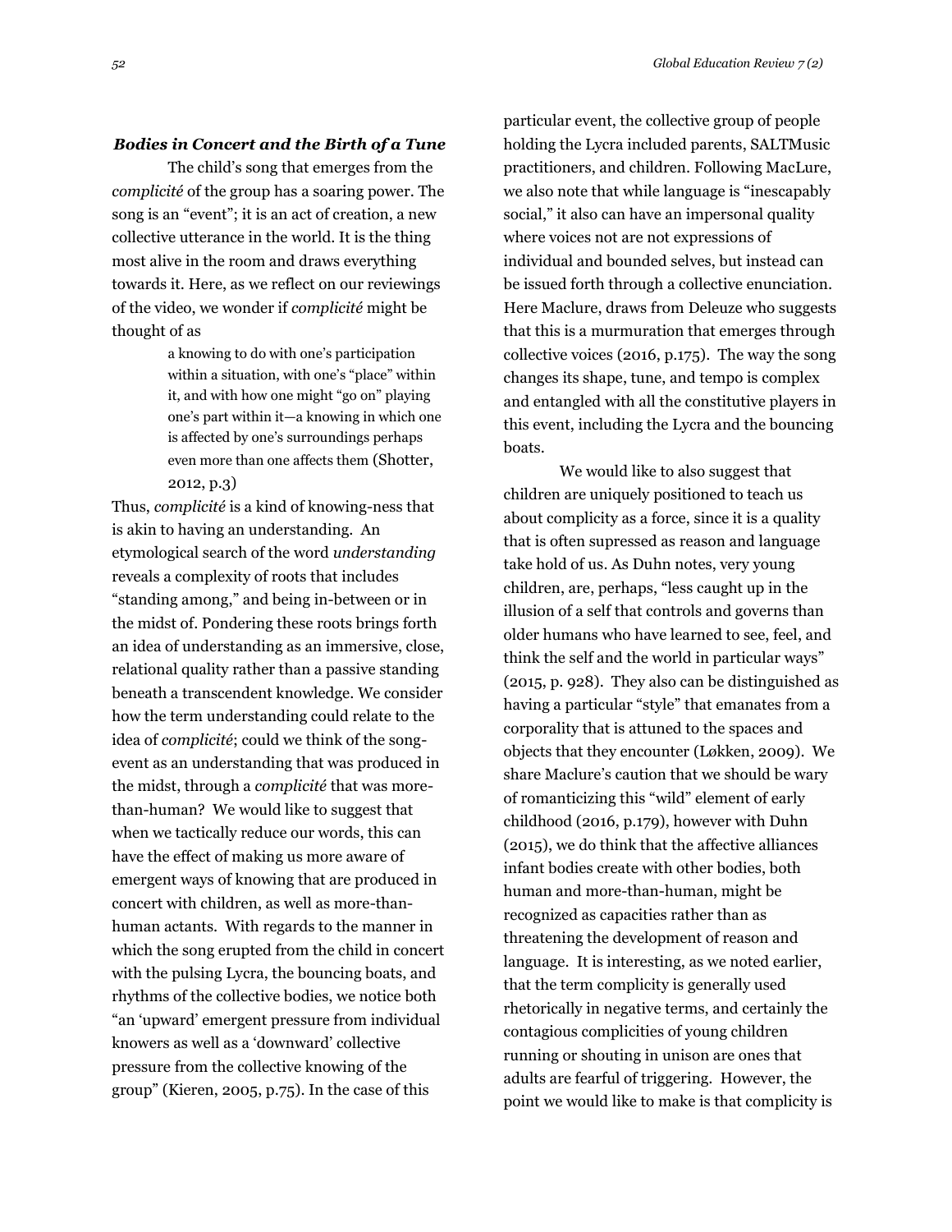### *Bodies in Concert and the Birth of a Tune*

The child's song that emerges from the *complicité* of the group has a soaring power. The song is an "event"; it is an act of creation, a new collective utterance in the world. It is the thing most alive in the room and draws everything towards it. Here, as we reflect on our reviewings of the video, we wonder if *complicité* might be thought of as

> a knowing to do with one's participation within a situation, with one's "place" within it, and with how one might "go on" playing one's part within it—a knowing in which one is affected by one's surroundings perhaps even more than one affects them (Shotter, 2012, p.3)

Thus, *complicité* is a kind of knowing-ness that is akin to having an understanding. An etymological search of the word *understanding* reveals a complexity of roots that includes "standing among," and being in-between or in the midst of. Pondering these roots brings forth an idea of understanding as an immersive, close, relational quality rather than a passive standing beneath a transcendent knowledge. We consider how the term understanding could relate to the idea of *complicité*; could we think of the song-event as an understanding that was produced in the midst, through a *complicité* that was more-than-human? We would like to suggest that when we tactically reduce our words, this can have the effect of making us more aware of emergent ways of knowing that are produced in concert with children, as well as more-than-human actants. With regards to the manner in which the song erupted from the child in concert with the pulsing Lycra, the bouncing boats, and rhythms of the collective bodies, we notice both "an 'upward' emergent pressure from individual knowers as well as a 'downward' collective pressure from the collective knowing of the group" (Kieren, 2005, p.75). In the case of this particular event, the collective group of people holding the Lycra included parents, SALTMusic practitioners, and children. Following MacLure, we also note that while language is "inescapably social," it also can have an impersonal quality where voices not are not expressions of individual and bounded selves, but instead can be issued forth through a collective enunciation. Here Maclure, draws from Deleuze who suggests that this is a murmuration that emerges through collective voices (2016, p.175). The way the song changes its shape, tune, and tempo is complex and entangled with all the constitutive players in this event, including the Lycra and the bouncing boats.

We would like to also suggest that children are uniquely positioned to teach us about complicity as a force, since it is a quality that is often supressed as reason and language take hold of us. As Duhn notes, very young children, are, perhaps, "less caught up in the illusion of a self that controls and governs than older humans who have learned to see, feel, and think the self and the world in particular ways" (2015, p. 928). They also can be distinguished as having a particular "style" that emanates from a corporality that is attuned to the spaces and objects that they encounter (Løkken, 2009). We share Maclure's caution that we should be wary of romanticizing this "wild" element of early childhood (2016, p.179), however with Duhn (2015), we do think that the affective alliances infant bodies create with other bodies, both human and more-than-human, might be recognized as capacities rather than as threatening the development of reason and language. It is interesting, as we noted earlier, that the term complicity is generally used rhetorically in negative terms, and certainly the contagious complicities of young children running or shouting in unison are ones that adults are fearful of triggering. However, the point we would like to make is that complicity is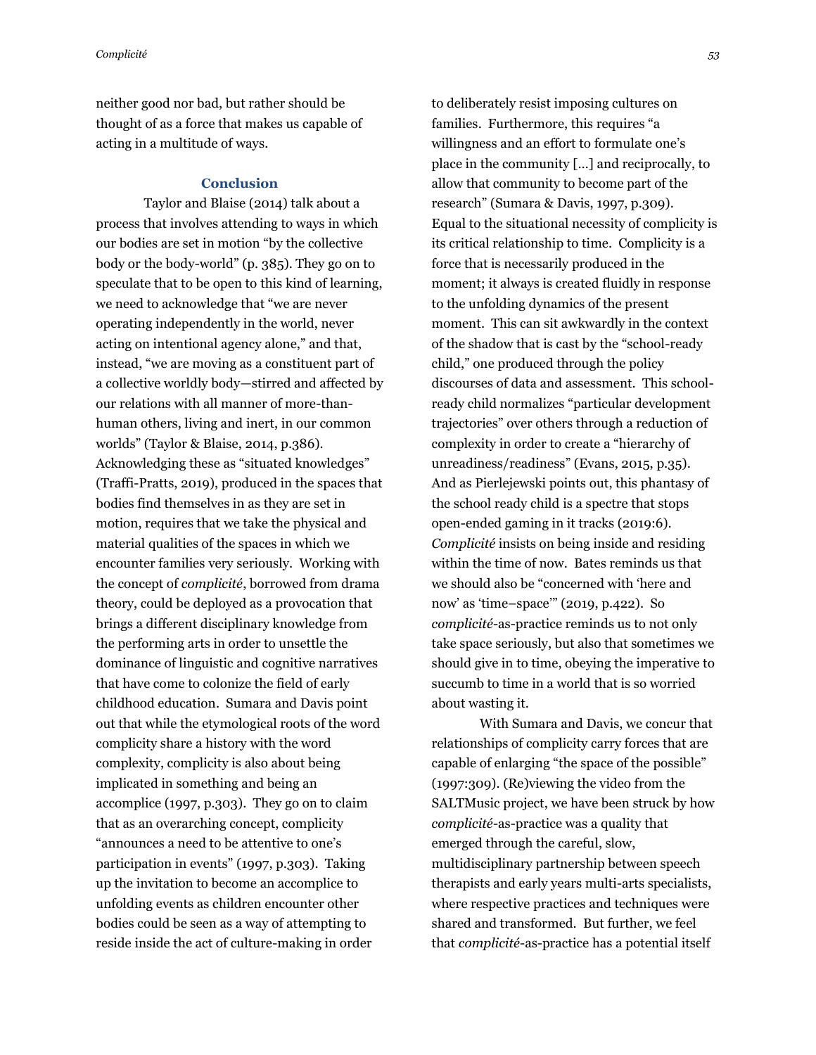neither good nor bad, but rather should be thought of as a force that makes us capable of acting in a multitude of ways.

## Conclusion

Taylor and Blaise (2014) talk about a process that involves attending to ways in which our bodies are set in motion "by the collective body or the body-world" (p. 385). They go on to speculate that to be open to this kind of learning, we need to acknowledge that "we are never operating independently in the world, never acting on intentional agency alone," and that, instead, "we are moving as a constituent part of a collective worldly body—stirred and affected by our relations with all manner of more-than-human others, living and inert, in our common worlds" (Taylor & Blaise, 2014, p.386). Acknowledging these as "situated knowledges" (Traffi-Pratts, 2019), produced in the spaces that bodies find themselves in as they are set in motion, requires that we take the physical and material qualities of the spaces in which we encounter families very seriously. Working with the concept of *complicité*, borrowed from drama theory, could be deployed as a provocation that brings a different disciplinary knowledge from the performing arts in order to unsettle the dominance of linguistic and cognitive narratives that have come to colonize the field of early childhood education. Sumara and Davis point out that while the etymological roots of the word complicity share a history with the word complexity, complicity is also about being implicated in something and being an accomplice (1997, p.303). They go on to claim that as an overarching concept, complicity "announces a need to be attentive to one's participation in events" (1997, p.303). Taking up the invitation to become an accomplice to unfolding events as children encounter other bodies could be seen as a way of attempting to reside inside the act of culture-making in order to deliberately resist imposing cultures on families. Furthermore, this requires "a willingness and an effort to formulate one's place in the community [...] and reciprocally, to allow that community to become part of the research" (Sumara & Davis, 1997, p.309). Equal to the situational necessity of complicity is its critical relationship to time. Complicity is a force that is necessarily produced in the moment; it always is created fluidly in response to the unfolding dynamics of the present moment. This can sit awkwardly in the context of the shadow that is cast by the "school-ready child," one produced through the policy discourses of data and assessment. This school-ready child normalizes "particular development trajectories" over others through a reduction of complexity in order to create a "hierarchy of unreadiness/readiness" (Evans, 2015, p.35). And as Pierlejewski points out, this phantasy of the school ready child is a spectre that stops open-ended gaming in it tracks (2019:6). *Complicité* insists on being inside and residing within the time of now. Bates reminds us that we should also be "concerned with 'here and now' as 'time–space'" (2019, p.422). So *complicité*-as-practice reminds us to not only take space seriously, but also that sometimes we should give in to time, obeying the imperative to succumb to time in a world that is so worried about wasting it.

With Sumara and Davis, we concur that relationships of complicity carry forces that are capable of enlarging "the space of the possible" (1997:309). (Re)viewing the video from the SALTMusic project, we have been struck by how *complicité*-as-practice was a quality that emerged through the careful, slow, multidisciplinary partnership between speech therapists and early years multi-arts specialists, where respective practices and techniques were shared and transformed. But further, we feel that *complicité*-as-practice has a potential itself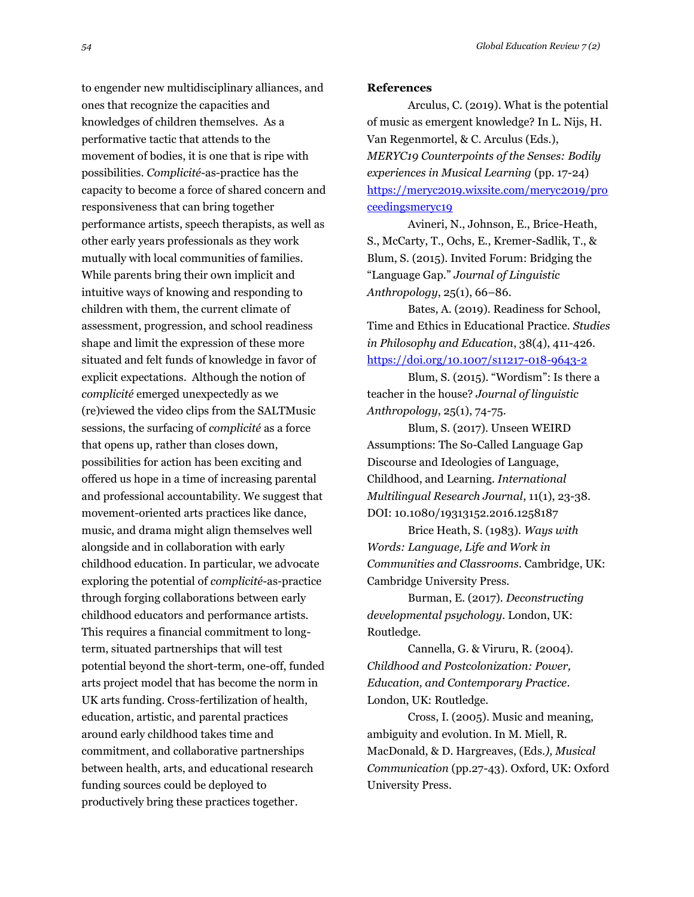to engender new multidisciplinary alliances, and ones that recognize the capacities and knowledges of children themselves. As a performative tactic that attends to the movement of bodies, it is one that is ripe with possibilities. *Complicité*-as-practice has the capacity to become a force of shared concern and responsiveness that can bring together performance artists, speech therapists, as well as other early years professionals as they work mutually with local communities of families. While parents bring their own implicit and intuitive ways of knowing and responding to children with them, the current climate of assessment, progression, and school readiness shape and limit the expression of these more situated and felt funds of knowledge in favor of explicit expectations. Although the notion of *complicité* emerged unexpectedly as we (re)viewed the video clips from the SALTMusic sessions, the surfacing of *complicité* as a force that opens up, rather than closes down, possibilities for action has been exciting and offered us hope in a time of increasing parental and professional accountability. We suggest that movement-oriented arts practices like dance, music, and drama might align themselves well alongside and in collaboration with early childhood education. In particular, we advocate exploring the potential of *complicité*-as-practice through forging collaborations between early childhood educators and performance artists. This requires a financial commitment to long-term, situated partnerships that will test potential beyond the short-term, one-off, funded arts project model that has become the norm in UK arts funding. Cross-fertilization of health, education, artistic, and parental practices around early childhood takes time and commitment, and collaborative partnerships between health, arts, and educational research funding sources could be deployed to productively bring these practices together.

**References**

Arculus, C. (2019). What is the potential of music as emergent knowledge? In L. Nijs, H. Van Regenmortel, & C. Arculus (Eds.), *MERYC19 Counterpoints of the Senses: Bodily experiences in Musical Learning* (pp. 17-24) https://meryc2019.wixsite.com/meryc2019/proceedingsmeryc19

Avineri, N., Johnson, E., Brice-Heath, S., McCarty, T., Ochs, E., Kremer-Sadlik, T., & Blum, S. (2015). Invited Forum: Bridging the “Language Gap.” *Journal of Linguistic Anthropology*, 25(1), 66–86.

Bates, A. (2019). Readiness for School, Time and Ethics in Educational Practice. *Studies in Philosophy and Education*, 38(4), 411-426. https://doi.org/10.1007/s11217-018-9643-2

Blum, S. (2015). “Wordism”: Is there a teacher in the house? *Journal of linguistic Anthropology*, 25(1), 74-75.

Blum, S. (2017). Unseen WEIRD Assumptions: The So-Called Language Gap Discourse and Ideologies of Language, Childhood, and Learning. *International Multilingual Research Journal*, 11(1), 23-38. DOI: 10.1080/19313152.2016.1258187

Brice Heath, S. (1983). *Ways with Words: Language, Life and Work in Communities and Classrooms*. Cambridge, UK: Cambridge University Press.

Burman, E. (2017). *Deconstructing developmental psychology*. London, UK: Routledge.

Cannella, G. & Viruru, R. (2004). *Childhood and Postcolonization: Power, Education, and Contemporary Practice*. London, UK: Routledge.

Cross, I. (2005). Music and meaning, ambiguity and evolution. In M. Miell, R. MacDonald, & D. Hargreaves, (Eds.*), Musical Communication* (pp.27-43). Oxford, UK: Oxford University Press.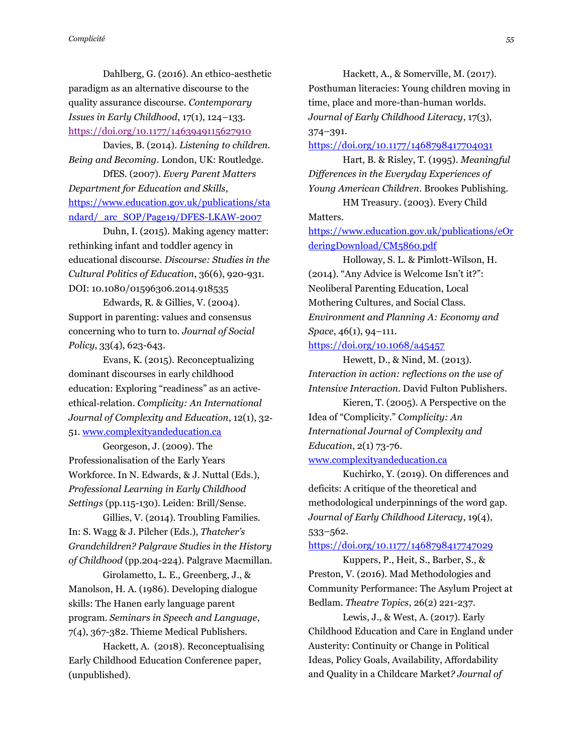Dahlberg, G. (2016). An ethico-aesthetic paradigm as an alternative discourse to the quality assurance discourse. *Contemporary Issues in Early Childhood*, 17(1), 124–133. https://doi.org/10.1177/1463949115627910

Davies, B. (2014). *Listening to children. Being and Becoming*. London, UK: Routledge.

DfES. (2007). *Every Parent Matters Department for Education and Skills*, https://www.education.gov.uk/publications/standard/_arc_SOP/Page19/DFES-LKAW-2007

Duhn, I. (2015). Making agency matter: rethinking infant and toddler agency in educational discourse. *Discourse: Studies in the Cultural Politics of Education*, 36(6), 920-931. DOI: 10.1080/01596306.2014.918535

Edwards, R. & Gillies, V. (2004). Support in parenting: values and consensus concerning who to turn to. *Journal of Social Policy*, 33(4), 623-643.

Evans, K. (2015). Reconceptualizing dominant discourses in early childhood education: Exploring "readiness" as an active-ethical-relation. *Complicity: An International Journal of Complexity and Education*, 12(1), 32-51. www.complexityandeducation.ca

Georgeson, J. (2009). The Professionalisation of the Early Years Workforce. In N. Edwards, & J. Nuttal (Eds.), *Professional Learning in Early Childhood Settings* (pp.115-130). Leiden: Brill/Sense.

Gillies, V. (2014). Troubling Families. In: S. Wagg & J. Pilcher (Eds.), *Thatcher's Grandchildren? Palgrave Studies in the History of Childhood* (pp.204-224). Palgrave Macmillan.

Girolametto, L. E., Greenberg, J., & Manolson, H. A. (1986). Developing dialogue skills: The Hanen early language parent program. *Seminars in Speech and Language*, 7(4), 367-382. Thieme Medical Publishers.

Hackett, A. (2018). Reconceptualising Early Childhood Education Conference paper, (unpublished).

Hackett, A., & Somerville, M. (2017). Posthuman literacies: Young children moving in time, place and more-than-human worlds. *Journal of Early Childhood Literacy*, 17(3), 374–391. https://doi.org/10.1177/1468798417704031

Hart, B. & Risley, T. (1995). *Meaningful Differences in the Everyday Experiences of Young American Children*. Brookes Publishing.

HM Treasury. (2003). Every Child Matters. https://www.education.gov.uk/publications/eOrderingDownload/CM5860.pdf

Holloway, S. L. & Pimlott-Wilson, H. (2014). "Any Advice is Welcome Isn't it?": Neoliberal Parenting Education, Local Mothering Cultures, and Social Class. *Environment and Planning A: Economy and Space*, 46(1), 94–111. https://doi.org/10.1068/a45457

Hewett, D., & Nind, M. (2013). *Interaction in action: reflections on the use of Intensive Interaction*. David Fulton Publishers.

Kieren, T. (2005). A Perspective on the Idea of "Complicity." *Complicity: An International Journal of Complexity and Education*, 2(1) 73-76. www.complexityandeducation.ca

Kuchirko, Y. (2019). On differences and deficits: A critique of the theoretical and methodological underpinnings of the word gap. *Journal of Early Childhood Literacy*, 19(4), 533–562. https://doi.org/10.1177/1468798417747029

Kuppers, P., Heit, S., Barber, S., & Preston, V. (2016). Mad Methodologies and Community Performance: The Asylum Project at Bedlam. *Theatre Topics*, 26(2) 221-237.

Lewis, J., & West, A. (2017). Early Childhood Education and Care in England under Austerity: Continuity or Change in Political Ideas, Policy Goals, Availability, Affordability and Quality in a Childcare Market? *Journal of*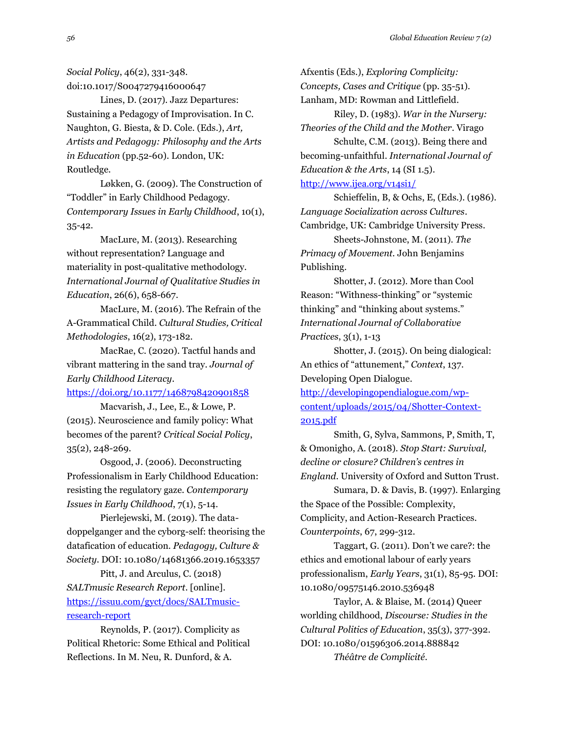*Social Policy*, 46(2), 331-348. doi:10.1017/S0047279416000647

Lines, D. (2017). Jazz Departures: Sustaining a Pedagogy of Improvisation. In C. Naughton, G. Biesta, & D. Cole. (Eds.), *Art, Artists and Pedagogy: Philosophy and the Arts in Education* (pp.52-60). London, UK: Routledge.

Løkken, G. (2009). The Construction of "Toddler" in Early Childhood Pedagogy. *Contemporary Issues in Early Childhood*, 10(1), 35-42.

MacLure, M. (2013). Researching without representation? Language and materiality in post-qualitative methodology. *International Journal of Qualitative Studies in Education*, 26(6), 658-667.

MacLure, M. (2016). The Refrain of the A-Grammatical Child. *Cultural Studies, Critical Methodologies*, 16(2), 173-182.

MacRae, C. (2020). Tactful hands and vibrant mattering in the sand tray. *Journal of Early Childhood Literacy*. https://doi.org/10.1177/1468798420901858

Macvarish, J., Lee, E., & Lowe, P. (2015). Neuroscience and family policy: What becomes of the parent? *Critical Social Policy*, 35(2), 248-269.

Osgood, J. (2006). Deconstructing Professionalism in Early Childhood Education: resisting the regulatory gaze. *Contemporary Issues in Early Childhood*, 7(1), 5-14.

Pierlejewski, M. (2019). The data-doppelganger and the cyborg-self: theorising the datafication of education. *Pedagogy, Culture & Society*. DOI: 10.1080/14681366.2019.1653357

Pitt, J. and Arculus, C. (2018) *SALTmusic Research Report*. [online]. https://issuu.com/gyct/docs/SALTmusic-research-report

Reynolds, P. (2017). Complicity as Political Rhetoric: Some Ethical and Political Reflections. In M. Neu, R. Dunford, & A. Afxentis (Eds.), *Exploring Complicity: Concepts, Cases and Critique* (pp. 35-51). Lanham, MD: Rowman and Littlefield.

Riley, D. (1983). *War in the Nursery: Theories of the Child and the Mother*. Virago

Schulte, C.M. (2013). Being there and becoming-unfaithful. *International Journal of Education & the Arts*, 14 (SI 1.5). http://www.ijea.org/v14si1/

Schieffelin, B, & Ochs, E, (Eds.). (1986). *Language Socialization across Cultures*. Cambridge, UK: Cambridge University Press.

Sheets-Johnstone, M. (2011). *The Primacy of Movement*. John Benjamins Publishing.

Shotter, J. (2012). More than Cool Reason: "Withness-thinking" or "systemic thinking" and "thinking about systems." *International Journal of Collaborative Practices*, 3(1), 1-13

Shotter, J. (2015). On being dialogical: An ethics of "attunement," *Context*, 137. Developing Open Dialogue. http://developingopendialogue.com/wp-content/uploads/2015/04/Shotter-Context-2015.pdf

Smith, G, Sylva, Sammons, P, Smith, T, & Omonigho, A. (2018). *Stop Start: Survival, decline or closure? Children's centres in England*. University of Oxford and Sutton Trust.

Sumara, D. & Davis, B. (1997). Enlarging the Space of the Possible: Complexity, Complicity, and Action-Research Practices. *Counterpoints*, 67, 299-312.

Taggart, G. (2011). Don't we care?: the ethics and emotional labour of early years professionalism, *Early Years*, 31(1), 85-95. DOI: 10.1080/09575146.2010.536948

Taylor, A. & Blaise, M. (2014) Queer worlding childhood, *Discourse: Studies in the Cultural Politics of Education*, 35(3), 377-392. DOI: 10.1080/01596306.2014.888842

*Théâtre de Complicité*.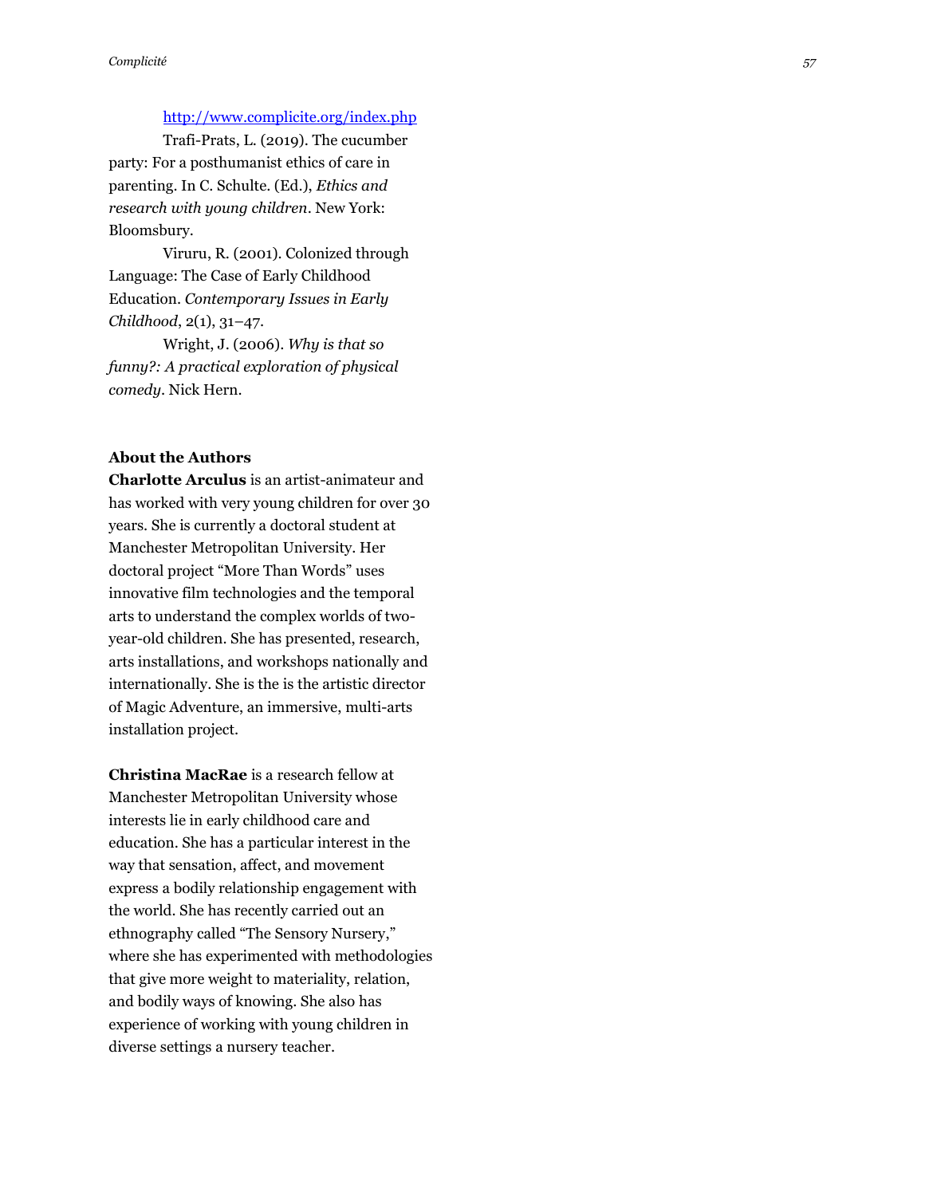http://www.complicite.org/index.php

Trafi-Prats, L. (2019). The cucumber party: For a posthumanist ethics of care in parenting. In C. Schulte. (Ed.), *Ethics and research with young children*. New York: Bloomsbury.

Viruru, R. (2001). Colonized through Language: The Case of Early Childhood Education. *Contemporary Issues in Early Childhood*, 2(1), 31–47.

Wright, J. (2006). *Why is that so funny?: A practical exploration of physical comedy*. Nick Hern.

**About the Authors**

**Charlotte Arculus** is an artist-animateur and has worked with very young children for over 30 years. She is currently a doctoral student at Manchester Metropolitan University. Her doctoral project "More Than Words" uses innovative film technologies and the temporal arts to understand the complex worlds of two-year-old children. She has presented, research, arts installations, and workshops nationally and internationally. She is the is the artistic director of Magic Adventure, an immersive, multi-arts installation project.

**Christina MacRae** is a research fellow at Manchester Metropolitan University whose interests lie in early childhood care and education. She has a particular interest in the way that sensation, affect, and movement express a bodily relationship engagement with the world. She has recently carried out an ethnography called "The Sensory Nursery," where she has experimented with methodologies that give more weight to materiality, relation, and bodily ways of knowing. She also has experience of working with young children in diverse settings a nursery teacher.